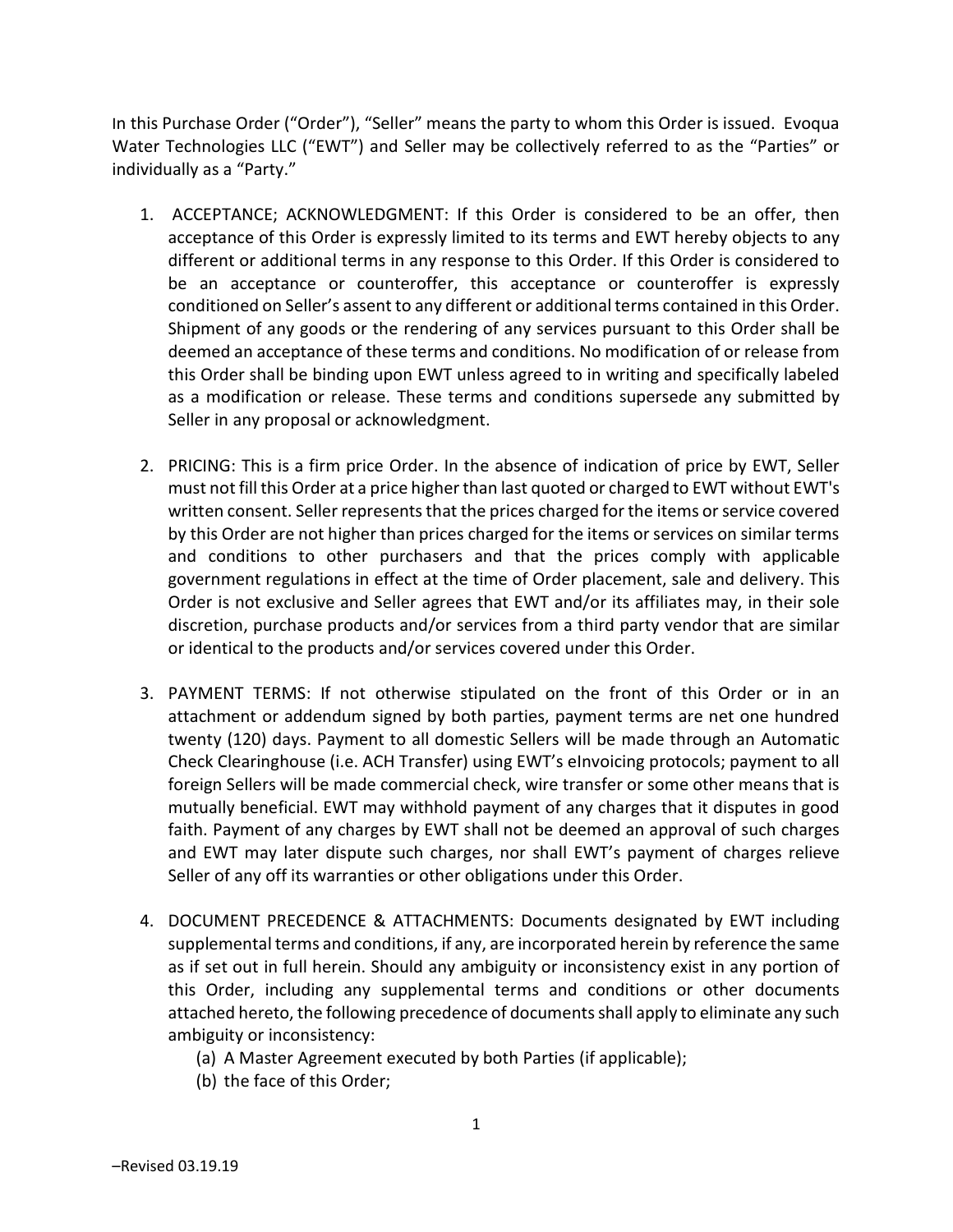In this Purchase Order ("Order"), "Seller" means the party to whom this Order is issued. Evoqua Water Technologies LLC ("EWT") and Seller may be collectively referred to as the "Parties" or individually as a "Party."

1. ACCEPTANCE; ACKNOWLEDGMENT: If this Order is considered to be an offer, then acceptance of this Order is expressly limited to its terms and EWT hereby objects to any different or additional terms in any response to this Order. If this Order is considered to be an acceptance or counteroffer, this acceptance or counteroffer is expressly conditioned on Seller's assent to any different or additional terms contained in this Order. Shipment of any goods or the rendering of any services pursuant to this Order shall be deemed an acceptance of these terms and conditions. No modification of or release from this Order shall be binding upon EWT unless agreed to in writing and specifically labeled as a modification or release. These terms and conditions supersede any submitted by Seller in any proposal or acknowledgment.

2. PRICING: This is a firm price Order. In the absence of indication of price by EWT, Seller must not fill this Order at a price higher than last quoted or charged to EWT without EWT's written consent. Seller represents that the prices charged for the items or service covered by this Order are not higher than prices charged for the items or services on similar terms and conditions to other purchasers and that the prices comply with applicable government regulations in effect at the time of Order placement, sale and delivery. This Order is not exclusive and Seller agrees that EWT and/or its affiliates may, in their sole discretion, purchase products and/or services from a third party vendor that are similar or identical to the products and/or services covered under this Order.

3. PAYMENT TERMS: If not otherwise stipulated on the front of this Order or in an attachment or addendum signed by both parties, payment terms are net one hundred twenty (120) days. Payment to all domestic Sellers will be made through an Automatic Check Clearinghouse (i.e. ACH Transfer) using EWT's eInvoicing protocols; payment to all foreign Sellers will be made commercial check, wire transfer or some other means that is mutually beneficial. EWT may withhold payment of any charges that it disputes in good faith. Payment of any charges by EWT shall not be deemed an approval of such charges and EWT may later dispute such charges, nor shall EWT's payment of charges relieve Seller of any off its warranties or other obligations under this Order.

4. DOCUMENT PRECEDENCE & ATTACHMENTS: Documents designated by EWT including supplemental terms and conditions, if any, are incorporated herein by reference the same as if set out in full herein. Should any ambiguity or inconsistency exist in any portion of this Order, including any supplemental terms and conditions or other documents attached hereto, the following precedence of documents shall apply to eliminate any such ambiguity or inconsistency:
   (a) A Master Agreement executed by both Parties (if applicable);
   (b) the face of this Order;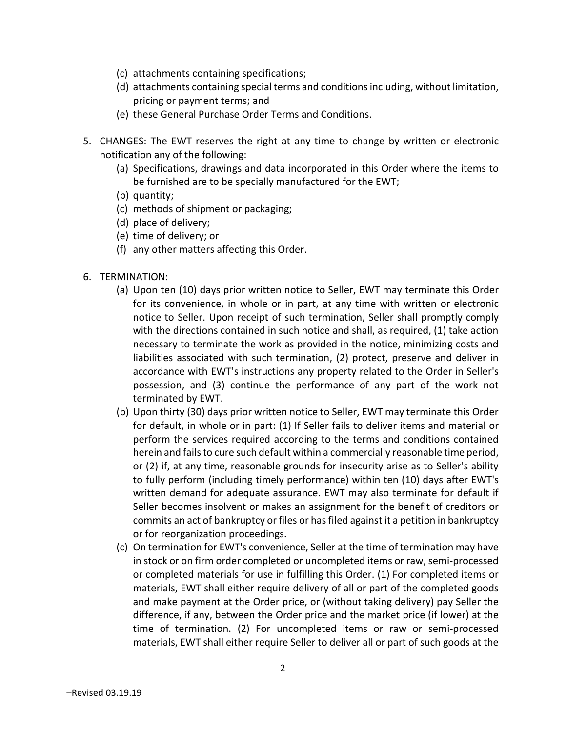(c) attachments containing specifications;
(d) attachments containing special terms and conditions including, without limitation, pricing or payment terms; and
(e) these General Purchase Order Terms and Conditions.

5. CHANGES: The EWT reserves the right at any time to change by written or electronic notification any of the following:
   (a) Specifications, drawings and data incorporated in this Order where the items to be furnished are to be specially manufactured for the EWT;
   (b) quantity;
   (c) methods of shipment or packaging;
   (d) place of delivery;
   (e) time of delivery; or
   (f) any other matters affecting this Order.

6. TERMINATION:
   (a) Upon ten (10) days prior written notice to Seller, EWT may terminate this Order for its convenience, in whole or in part, at any time with written or electronic notice to Seller. Upon receipt of such termination, Seller shall promptly comply with the directions contained in such notice and shall, as required, (1) take action necessary to terminate the work as provided in the notice, minimizing costs and liabilities associated with such termination, (2) protect, preserve and deliver in accordance with EWT's instructions any property related to the Order in Seller's possession, and (3) continue the performance of any part of the work not terminated by EWT.
   (b) Upon thirty (30) days prior written notice to Seller, EWT may terminate this Order for default, in whole or in part: (1) If Seller fails to deliver items and material or perform the services required according to the terms and conditions contained herein and fails to cure such default within a commercially reasonable time period, or (2) if, at any time, reasonable grounds for insecurity arise as to Seller's ability to fully perform (including timely performance) within ten (10) days after EWT's written demand for adequate assurance. EWT may also terminate for default if Seller becomes insolvent or makes an assignment for the benefit of creditors or commits an act of bankruptcy or files or has filed against it a petition in bankruptcy or for reorganization proceedings.
   (c) On termination for EWT's convenience, Seller at the time of termination may have in stock or on firm order completed or uncompleted items or raw, semi-processed or completed materials for use in fulfilling this Order. (1) For completed items or materials, EWT shall either require delivery of all or part of the completed goods and make payment at the Order price, or (without taking delivery) pay Seller the difference, if any, between the Order price and the market price (if lower) at the time of termination. (2) For uncompleted items or raw or semi-processed materials, EWT shall either require Seller to deliver all or part of such goods at the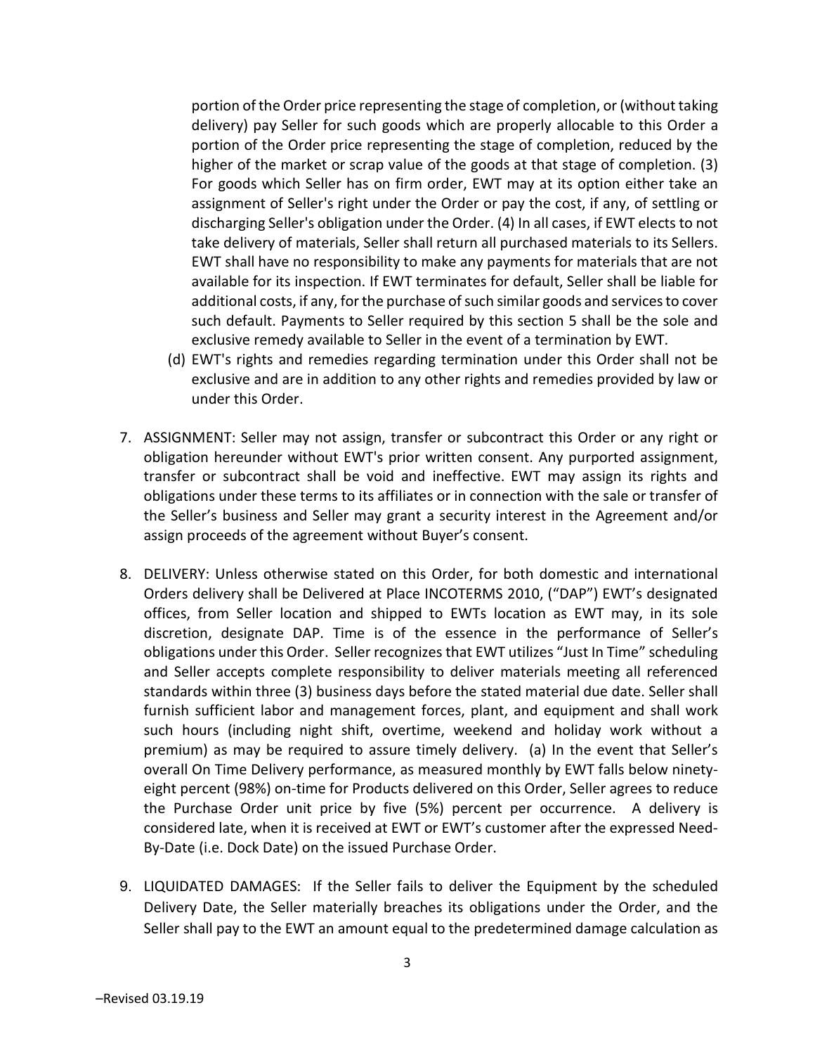portion of the Order price representing the stage of completion, or (without taking delivery) pay Seller for such goods which are properly allocable to this Order a portion of the Order price representing the stage of completion, reduced by the higher of the market or scrap value of the goods at that stage of completion. (3) For goods which Seller has on firm order, EWT may at its option either take an assignment of Seller's right under the Order or pay the cost, if any, of settling or discharging Seller's obligation under the Order. (4) In all cases, if EWT elects to not take delivery of materials, Seller shall return all purchased materials to its Sellers. EWT shall have no responsibility to make any payments for materials that are not available for its inspection. If EWT terminates for default, Seller shall be liable for additional costs, if any, for the purchase of such similar goods and services to cover such default. Payments to Seller required by this section 5 shall be the sole and exclusive remedy available to Seller in the event of a termination by EWT.

(d) EWT's rights and remedies regarding termination under this Order shall not be exclusive and are in addition to any other rights and remedies provided by law or under this Order.

7. ASSIGNMENT: Seller may not assign, transfer or subcontract this Order or any right or obligation hereunder without EWT's prior written consent. Any purported assignment, transfer or subcontract shall be void and ineffective. EWT may assign its rights and obligations under these terms to its affiliates or in connection with the sale or transfer of the Seller's business and Seller may grant a security interest in the Agreement and/or assign proceeds of the agreement without Buyer's consent.

8. DELIVERY: Unless otherwise stated on this Order, for both domestic and international Orders delivery shall be Delivered at Place INCOTERMS 2010, ("DAP") EWT's designated offices, from Seller location and shipped to EWTs location as EWT may, in its sole discretion, designate DAP. Time is of the essence in the performance of Seller's obligations under this Order. Seller recognizes that EWT utilizes "Just In Time" scheduling and Seller accepts complete responsibility to deliver materials meeting all referenced standards within three (3) business days before the stated material due date. Seller shall furnish sufficient labor and management forces, plant, and equipment and shall work such hours (including night shift, overtime, weekend and holiday work without a premium) as may be required to assure timely delivery. (a) In the event that Seller's overall On Time Delivery performance, as measured monthly by EWT falls below ninety-eight percent (98%) on-time for Products delivered on this Order, Seller agrees to reduce the Purchase Order unit price by five (5%) percent per occurrence. A delivery is considered late, when it is received at EWT or EWT's customer after the expressed Need-By-Date (i.e. Dock Date) on the issued Purchase Order.

9. LIQUIDATED DAMAGES: If the Seller fails to deliver the Equipment by the scheduled Delivery Date, the Seller materially breaches its obligations under the Order, and the Seller shall pay to the EWT an amount equal to the predetermined damage calculation as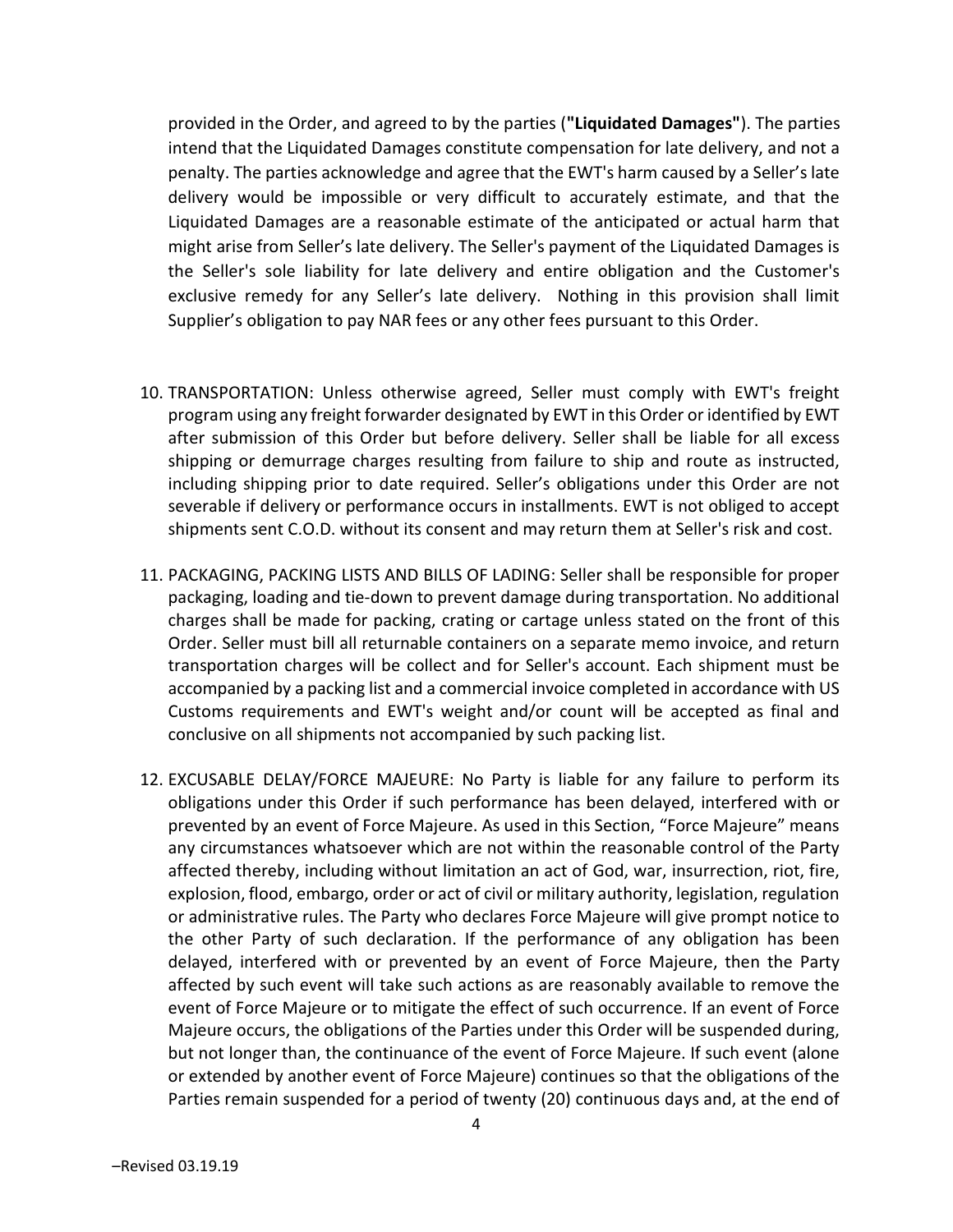provided in the Order, and agreed to by the parties (**"Liquidated Damages"**). The parties intend that the Liquidated Damages constitute compensation for late delivery, and not a penalty. The parties acknowledge and agree that the EWT's harm caused by a Seller's late delivery would be impossible or very difficult to accurately estimate, and that the Liquidated Damages are a reasonable estimate of the anticipated or actual harm that might arise from Seller's late delivery. The Seller's payment of the Liquidated Damages is the Seller's sole liability for late delivery and entire obligation and the Customer's exclusive remedy for any Seller's late delivery. Nothing in this provision shall limit Supplier's obligation to pay NAR fees or any other fees pursuant to this Order.

10. TRANSPORTATION: Unless otherwise agreed, Seller must comply with EWT's freight program using any freight forwarder designated by EWT in this Order or identified by EWT after submission of this Order but before delivery. Seller shall be liable for all excess shipping or demurrage charges resulting from failure to ship and route as instructed, including shipping prior to date required. Seller's obligations under this Order are not severable if delivery or performance occurs in installments. EWT is not obliged to accept shipments sent C.O.D. without its consent and may return them at Seller's risk and cost.

11. PACKAGING, PACKING LISTS AND BILLS OF LADING: Seller shall be responsible for proper packaging, loading and tie-down to prevent damage during transportation. No additional charges shall be made for packing, crating or cartage unless stated on the front of this Order. Seller must bill all returnable containers on a separate memo invoice, and return transportation charges will be collect and for Seller's account. Each shipment must be accompanied by a packing list and a commercial invoice completed in accordance with US Customs requirements and EWT's weight and/or count will be accepted as final and conclusive on all shipments not accompanied by such packing list.

12. EXCUSABLE DELAY/FORCE MAJEURE: No Party is liable for any failure to perform its obligations under this Order if such performance has been delayed, interfered with or prevented by an event of Force Majeure. As used in this Section, "Force Majeure" means any circumstances whatsoever which are not within the reasonable control of the Party affected thereby, including without limitation an act of God, war, insurrection, riot, fire, explosion, flood, embargo, order or act of civil or military authority, legislation, regulation or administrative rules. The Party who declares Force Majeure will give prompt notice to the other Party of such declaration. If the performance of any obligation has been delayed, interfered with or prevented by an event of Force Majeure, then the Party affected by such event will take such actions as are reasonably available to remove the event of Force Majeure or to mitigate the effect of such occurrence. If an event of Force Majeure occurs, the obligations of the Parties under this Order will be suspended during, but not longer than, the continuance of the event of Force Majeure. If such event (alone or extended by another event of Force Majeure) continues so that the obligations of the Parties remain suspended for a period of twenty (20) continuous days and, at the end of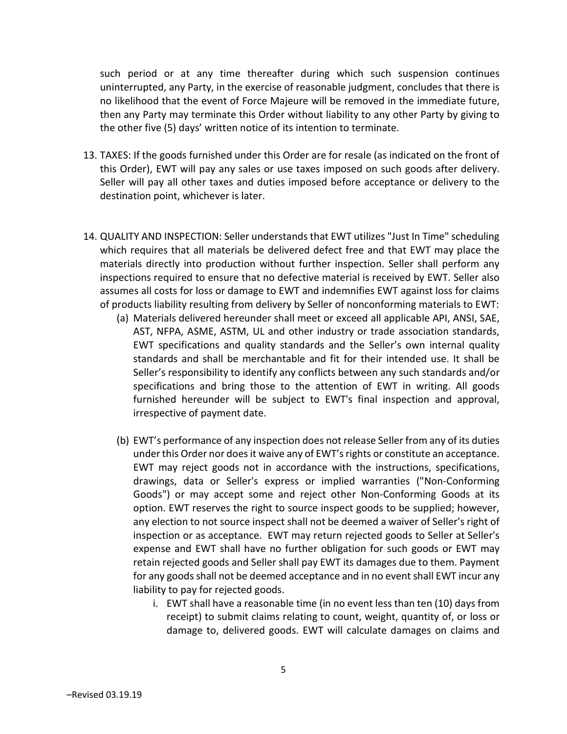such period or at any time thereafter during which such suspension continues uninterrupted, any Party, in the exercise of reasonable judgment, concludes that there is no likelihood that the event of Force Majeure will be removed in the immediate future, then any Party may terminate this Order without liability to any other Party by giving to the other five (5) days' written notice of its intention to terminate.

13. TAXES: If the goods furnished under this Order are for resale (as indicated on the front of this Order), EWT will pay any sales or use taxes imposed on such goods after delivery. Seller will pay all other taxes and duties imposed before acceptance or delivery to the destination point, whichever is later.

14. QUALITY AND INSPECTION: Seller understands that EWT utilizes "Just In Time" scheduling which requires that all materials be delivered defect free and that EWT may place the materials directly into production without further inspection. Seller shall perform any inspections required to ensure that no defective material is received by EWT. Seller also assumes all costs for loss or damage to EWT and indemnifies EWT against loss for claims of products liability resulting from delivery by Seller of nonconforming materials to EWT:
    (a) Materials delivered hereunder shall meet or exceed all applicable API, ANSI, SAE, AST, NFPA, ASME, ASTM, UL and other industry or trade association standards, EWT specifications and quality standards and the Seller's own internal quality standards and shall be merchantable and fit for their intended use. It shall be Seller's responsibility to identify any conflicts between any such standards and/or specifications and bring those to the attention of EWT in writing. All goods furnished hereunder will be subject to EWT's final inspection and approval, irrespective of payment date.

    (b) EWT's performance of any inspection does not release Seller from any of its duties under this Order nor does it waive any of EWT's rights or constitute an acceptance. EWT may reject goods not in accordance with the instructions, specifications, drawings, data or Seller's express or implied warranties ("Non-Conforming Goods") or may accept some and reject other Non-Conforming Goods at its option. EWT reserves the right to source inspect goods to be supplied; however, any election to not source inspect shall not be deemed a waiver of Seller's right of inspection or as acceptance. EWT may return rejected goods to Seller at Seller's expense and EWT shall have no further obligation for such goods or EWT may retain rejected goods and Seller shall pay EWT its damages due to them. Payment for any goods shall not be deemed acceptance and in no event shall EWT incur any liability to pay for rejected goods.
        i. EWT shall have a reasonable time (in no event less than ten (10) days from receipt) to submit claims relating to count, weight, quantity of, or loss or damage to, delivered goods. EWT will calculate damages on claims and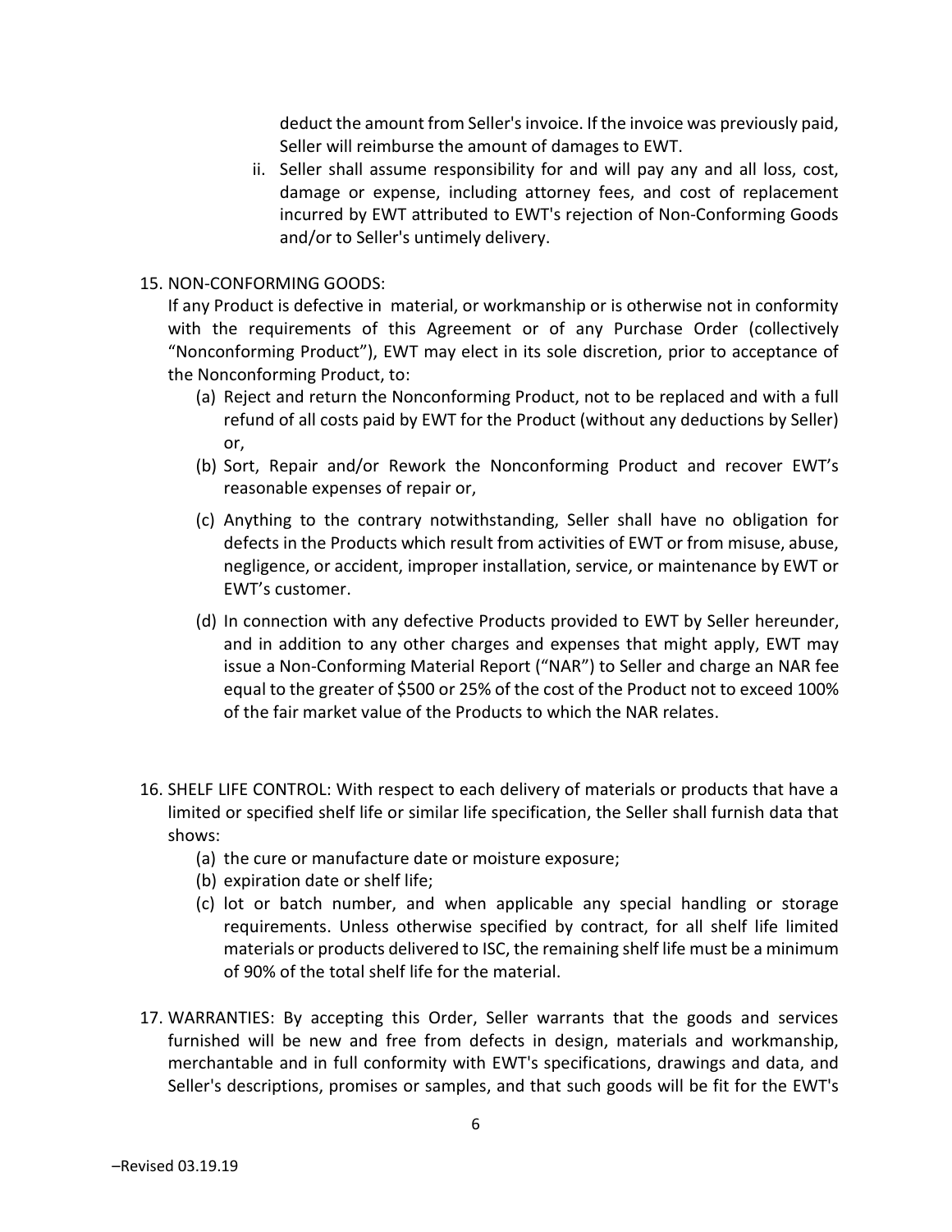deduct the amount from Seller's invoice. If the invoice was previously paid, Seller will reimburse the amount of damages to EWT.

ii. Seller shall assume responsibility for and will pay any and all loss, cost, damage or expense, including attorney fees, and cost of replacement incurred by EWT attributed to EWT's rejection of Non-Conforming Goods and/or to Seller's untimely delivery.

15. NON-CONFORMING GOODS:

If any Product is defective in material, or workmanship or is otherwise not in conformity with the requirements of this Agreement or of any Purchase Order (collectively "Nonconforming Product"), EWT may elect in its sole discretion, prior to acceptance of the Nonconforming Product, to:

(a) Reject and return the Nonconforming Product, not to be replaced and with a full refund of all costs paid by EWT for the Product (without any deductions by Seller) or,

(b) Sort, Repair and/or Rework the Nonconforming Product and recover EWT's reasonable expenses of repair or,

(c) Anything to the contrary notwithstanding, Seller shall have no obligation for defects in the Products which result from activities of EWT or from misuse, abuse, negligence, or accident, improper installation, service, or maintenance by EWT or EWT's customer.

(d) In connection with any defective Products provided to EWT by Seller hereunder, and in addition to any other charges and expenses that might apply, EWT may issue a Non-Conforming Material Report ("NAR") to Seller and charge an NAR fee equal to the greater of $500 or 25% of the cost of the Product not to exceed 100% of the fair market value of the Products to which the NAR relates.

16. SHELF LIFE CONTROL: With respect to each delivery of materials or products that have a limited or specified shelf life or similar life specification, the Seller shall furnish data that shows:

(a) the cure or manufacture date or moisture exposure;

(b) expiration date or shelf life;

(c) lot or batch number, and when applicable any special handling or storage requirements. Unless otherwise specified by contract, for all shelf life limited materials or products delivered to ISC, the remaining shelf life must be a minimum of 90% of the total shelf life for the material.

17. WARRANTIES: By accepting this Order, Seller warrants that the goods and services furnished will be new and free from defects in design, materials and workmanship, merchantable and in full conformity with EWT's specifications, drawings and data, and Seller's descriptions, promises or samples, and that such goods will be fit for the EWT's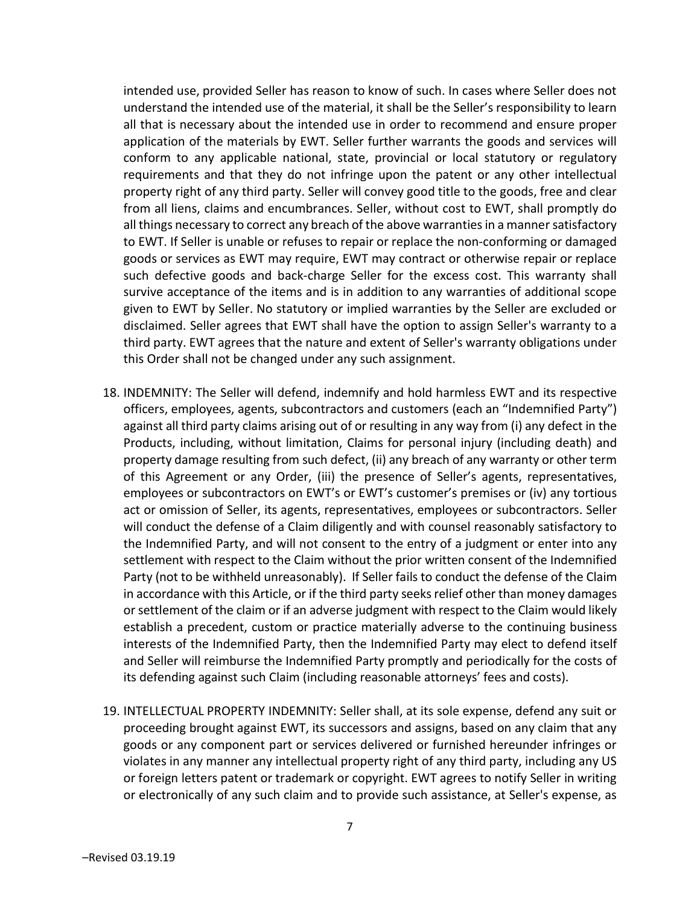intended use, provided Seller has reason to know of such. In cases where Seller does not understand the intended use of the material, it shall be the Seller's responsibility to learn all that is necessary about the intended use in order to recommend and ensure proper application of the materials by EWT. Seller further warrants the goods and services will conform to any applicable national, state, provincial or local statutory or regulatory requirements and that they do not infringe upon the patent or any other intellectual property right of any third party. Seller will convey good title to the goods, free and clear from all liens, claims and encumbrances. Seller, without cost to EWT, shall promptly do all things necessary to correct any breach of the above warranties in a manner satisfactory to EWT. If Seller is unable or refuses to repair or replace the non-conforming or damaged goods or services as EWT may require, EWT may contract or otherwise repair or replace such defective goods and back-charge Seller for the excess cost. This warranty shall survive acceptance of the items and is in addition to any warranties of additional scope given to EWT by Seller. No statutory or implied warranties by the Seller are excluded or disclaimed. Seller agrees that EWT shall have the option to assign Seller's warranty to a third party. EWT agrees that the nature and extent of Seller's warranty obligations under this Order shall not be changed under any such assignment.

18. INDEMNITY: The Seller will defend, indemnify and hold harmless EWT and its respective officers, employees, agents, subcontractors and customers (each an "Indemnified Party") against all third party claims arising out of or resulting in any way from (i) any defect in the Products, including, without limitation, Claims for personal injury (including death) and property damage resulting from such defect, (ii) any breach of any warranty or other term of this Agreement or any Order, (iii) the presence of Seller's agents, representatives, employees or subcontractors on EWT's or EWT's customer's premises or (iv) any tortious act or omission of Seller, its agents, representatives, employees or subcontractors. Seller will conduct the defense of a Claim diligently and with counsel reasonably satisfactory to the Indemnified Party, and will not consent to the entry of a judgment or enter into any settlement with respect to the Claim without the prior written consent of the Indemnified Party (not to be withheld unreasonably). If Seller fails to conduct the defense of the Claim in accordance with this Article, or if the third party seeks relief other than money damages or settlement of the claim or if an adverse judgment with respect to the Claim would likely establish a precedent, custom or practice materially adverse to the continuing business interests of the Indemnified Party, then the Indemnified Party may elect to defend itself and Seller will reimburse the Indemnified Party promptly and periodically for the costs of its defending against such Claim (including reasonable attorneys' fees and costs).

19. INTELLECTUAL PROPERTY INDEMNITY: Seller shall, at its sole expense, defend any suit or proceeding brought against EWT, its successors and assigns, based on any claim that any goods or any component part or services delivered or furnished hereunder infringes or violates in any manner any intellectual property right of any third party, including any US or foreign letters patent or trademark or copyright. EWT agrees to notify Seller in writing or electronically of any such claim and to provide such assistance, at Seller's expense, as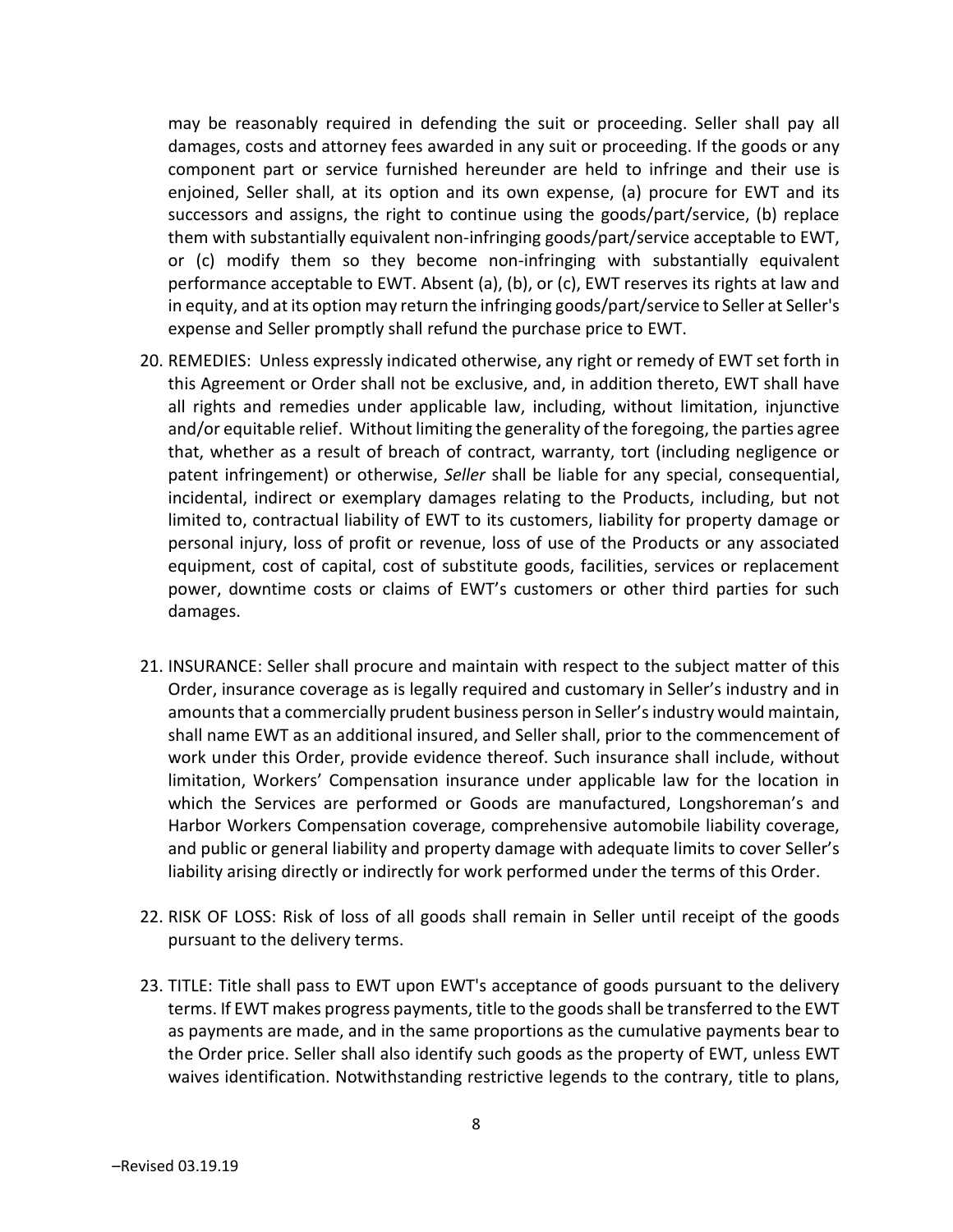may be reasonably required in defending the suit or proceeding. Seller shall pay all damages, costs and attorney fees awarded in any suit or proceeding. If the goods or any component part or service furnished hereunder are held to infringe and their use is enjoined, Seller shall, at its option and its own expense, (a) procure for EWT and its successors and assigns, the right to continue using the goods/part/service, (b) replace them with substantially equivalent non-infringing goods/part/service acceptable to EWT, or (c) modify them so they become non-infringing with substantially equivalent performance acceptable to EWT. Absent (a), (b), or (c), EWT reserves its rights at law and in equity, and at its option may return the infringing goods/part/service to Seller at Seller's expense and Seller promptly shall refund the purchase price to EWT.

20. REMEDIES: Unless expressly indicated otherwise, any right or remedy of EWT set forth in this Agreement or Order shall not be exclusive, and, in addition thereto, EWT shall have all rights and remedies under applicable law, including, without limitation, injunctive and/or equitable relief. Without limiting the generality of the foregoing, the parties agree that, whether as a result of breach of contract, warranty, tort (including negligence or patent infringement) or otherwise, *Seller* shall be liable for any special, consequential, incidental, indirect or exemplary damages relating to the Products, including, but not limited to, contractual liability of EWT to its customers, liability for property damage or personal injury, loss of profit or revenue, loss of use of the Products or any associated equipment, cost of capital, cost of substitute goods, facilities, services or replacement power, downtime costs or claims of EWT's customers or other third parties for such damages.

21. INSURANCE: Seller shall procure and maintain with respect to the subject matter of this Order, insurance coverage as is legally required and customary in Seller's industry and in amounts that a commercially prudent business person in Seller's industry would maintain, shall name EWT as an additional insured, and Seller shall, prior to the commencement of work under this Order, provide evidence thereof. Such insurance shall include, without limitation, Workers' Compensation insurance under applicable law for the location in which the Services are performed or Goods are manufactured, Longshoreman's and Harbor Workers Compensation coverage, comprehensive automobile liability coverage, and public or general liability and property damage with adequate limits to cover Seller's liability arising directly or indirectly for work performed under the terms of this Order.

22. RISK OF LOSS: Risk of loss of all goods shall remain in Seller until receipt of the goods pursuant to the delivery terms.

23. TITLE: Title shall pass to EWT upon EWT's acceptance of goods pursuant to the delivery terms. If EWT makes progress payments, title to the goods shall be transferred to the EWT as payments are made, and in the same proportions as the cumulative payments bear to the Order price. Seller shall also identify such goods as the property of EWT, unless EWT waives identification. Notwithstanding restrictive legends to the contrary, title to plans,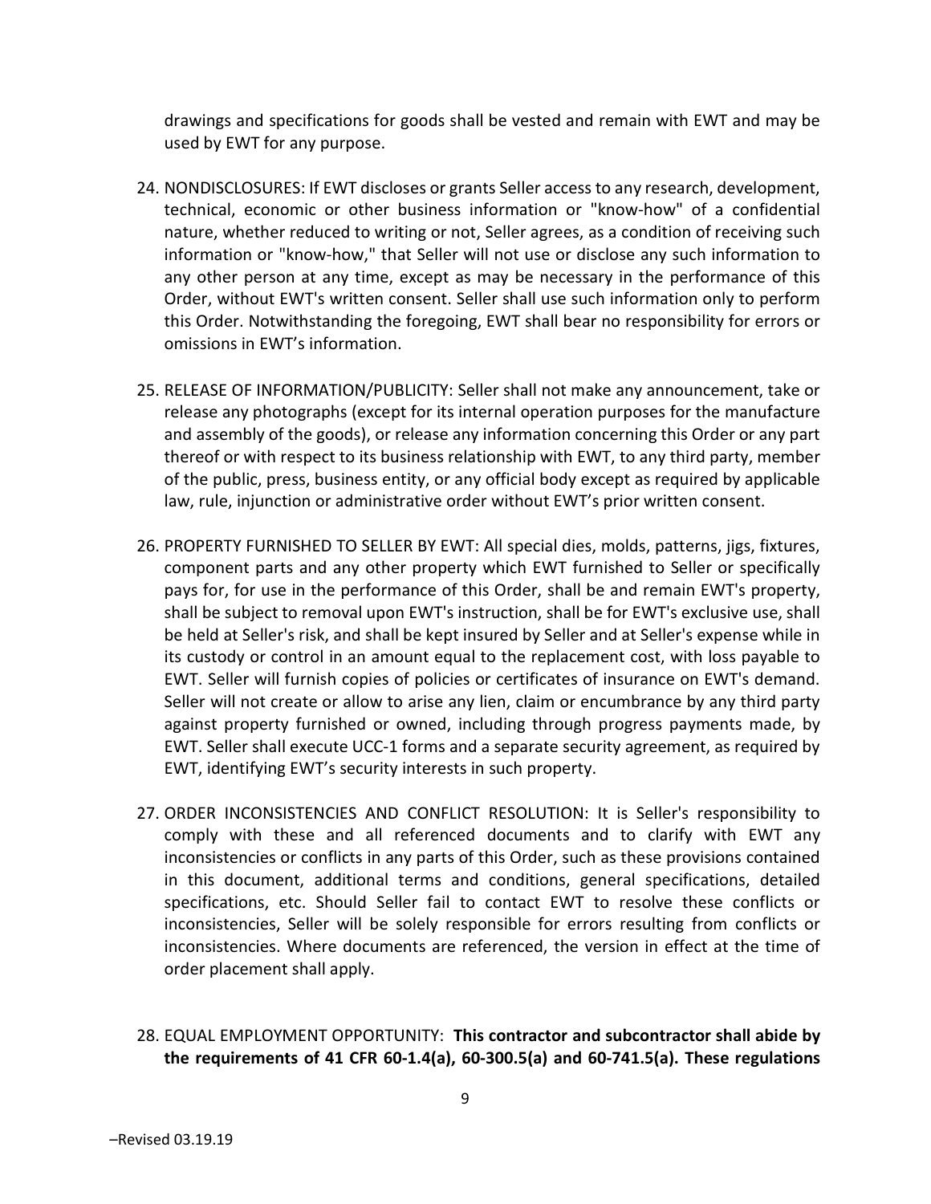drawings and specifications for goods shall be vested and remain with EWT and may be used by EWT for any purpose.

24. NONDISCLOSURES: If EWT discloses or grants Seller access to any research, development, technical, economic or other business information or "know-how" of a confidential nature, whether reduced to writing or not, Seller agrees, as a condition of receiving such information or "know-how," that Seller will not use or disclose any such information to any other person at any time, except as may be necessary in the performance of this Order, without EWT's written consent. Seller shall use such information only to perform this Order. Notwithstanding the foregoing, EWT shall bear no responsibility for errors or omissions in EWT's information.

25. RELEASE OF INFORMATION/PUBLICITY: Seller shall not make any announcement, take or release any photographs (except for its internal operation purposes for the manufacture and assembly of the goods), or release any information concerning this Order or any part thereof or with respect to its business relationship with EWT, to any third party, member of the public, press, business entity, or any official body except as required by applicable law, rule, injunction or administrative order without EWT's prior written consent.

26. PROPERTY FURNISHED TO SELLER BY EWT: All special dies, molds, patterns, jigs, fixtures, component parts and any other property which EWT furnished to Seller or specifically pays for, for use in the performance of this Order, shall be and remain EWT's property, shall be subject to removal upon EWT's instruction, shall be for EWT's exclusive use, shall be held at Seller's risk, and shall be kept insured by Seller and at Seller's expense while in its custody or control in an amount equal to the replacement cost, with loss payable to EWT. Seller will furnish copies of policies or certificates of insurance on EWT's demand. Seller will not create or allow to arise any lien, claim or encumbrance by any third party against property furnished or owned, including through progress payments made, by EWT. Seller shall execute UCC-1 forms and a separate security agreement, as required by EWT, identifying EWT's security interests in such property.

27. ORDER INCONSISTENCIES AND CONFLICT RESOLUTION: It is Seller's responsibility to comply with these and all referenced documents and to clarify with EWT any inconsistencies or conflicts in any parts of this Order, such as these provisions contained in this document, additional terms and conditions, general specifications, detailed specifications, etc. Should Seller fail to contact EWT to resolve these conflicts or inconsistencies, Seller will be solely responsible for errors resulting from conflicts or inconsistencies. Where documents are referenced, the version in effect at the time of order placement shall apply.

28. EQUAL EMPLOYMENT OPPORTUNITY: **This contractor and subcontractor shall abide by the requirements of 41 CFR 60-1.4(a), 60-300.5(a) and 60-741.5(a). These regulations**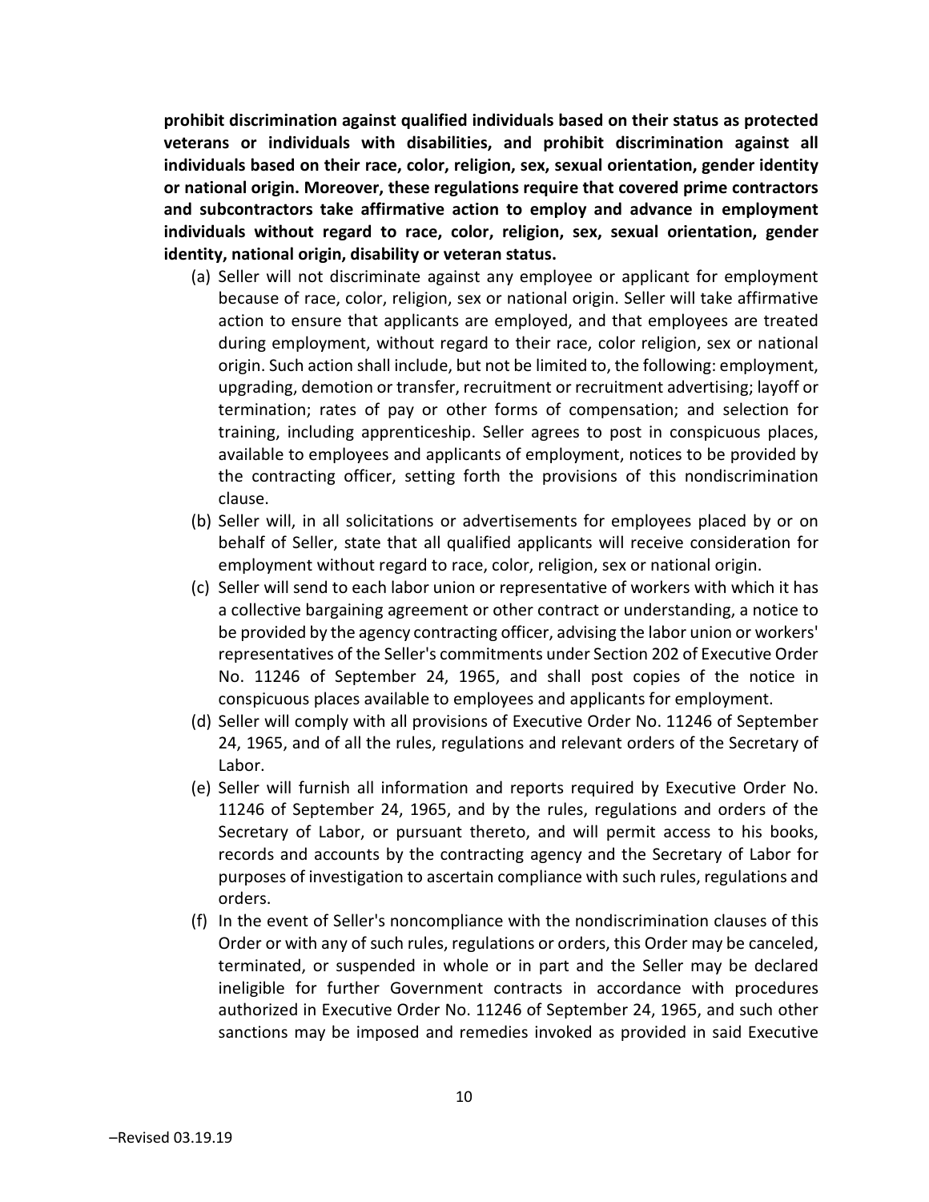**prohibit discrimination against qualified individuals based on their status as protected veterans or individuals with disabilities, and prohibit discrimination against all individuals based on their race, color, religion, sex, sexual orientation, gender identity or national origin. Moreover, these regulations require that covered prime contractors and subcontractors take affirmative action to employ and advance in employment individuals without regard to race, color, religion, sex, sexual orientation, gender identity, national origin, disability or veteran status.**

(a) Seller will not discriminate against any employee or applicant for employment because of race, color, religion, sex or national origin. Seller will take affirmative action to ensure that applicants are employed, and that employees are treated during employment, without regard to their race, color religion, sex or national origin. Such action shall include, but not be limited to, the following: employment, upgrading, demotion or transfer, recruitment or recruitment advertising; layoff or termination; rates of pay or other forms of compensation; and selection for training, including apprenticeship. Seller agrees to post in conspicuous places, available to employees and applicants of employment, notices to be provided by the contracting officer, setting forth the provisions of this nondiscrimination clause.

(b) Seller will, in all solicitations or advertisements for employees placed by or on behalf of Seller, state that all qualified applicants will receive consideration for employment without regard to race, color, religion, sex or national origin.

(c) Seller will send to each labor union or representative of workers with which it has a collective bargaining agreement or other contract or understanding, a notice to be provided by the agency contracting officer, advising the labor union or workers' representatives of the Seller's commitments under Section 202 of Executive Order No. 11246 of September 24, 1965, and shall post copies of the notice in conspicuous places available to employees and applicants for employment.

(d) Seller will comply with all provisions of Executive Order No. 11246 of September 24, 1965, and of all the rules, regulations and relevant orders of the Secretary of Labor.

(e) Seller will furnish all information and reports required by Executive Order No. 11246 of September 24, 1965, and by the rules, regulations and orders of the Secretary of Labor, or pursuant thereto, and will permit access to his books, records and accounts by the contracting agency and the Secretary of Labor for purposes of investigation to ascertain compliance with such rules, regulations and orders.

(f) In the event of Seller's noncompliance with the nondiscrimination clauses of this Order or with any of such rules, regulations or orders, this Order may be canceled, terminated, or suspended in whole or in part and the Seller may be declared ineligible for further Government contracts in accordance with procedures authorized in Executive Order No. 11246 of September 24, 1965, and such other sanctions may be imposed and remedies invoked as provided in said Executive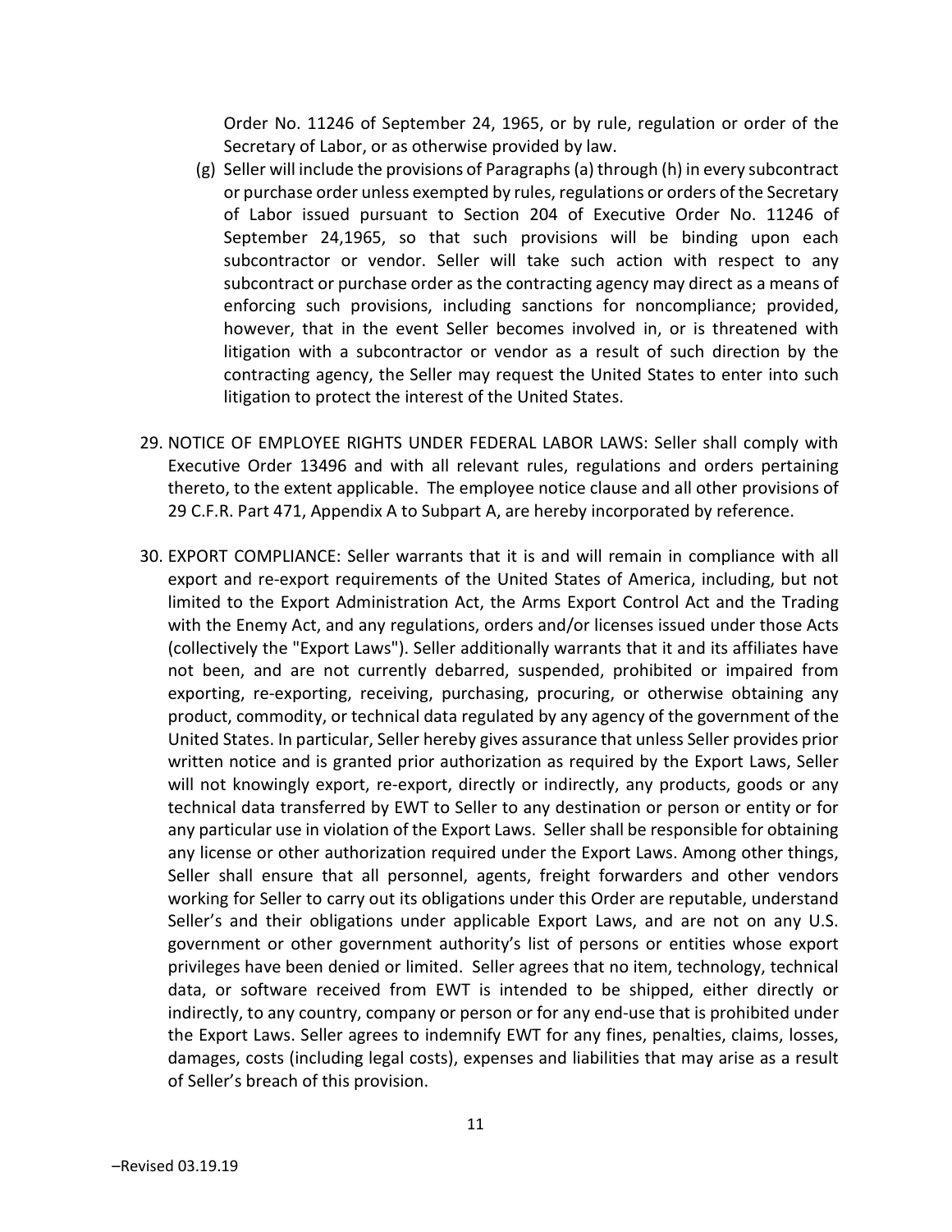Order No. 11246 of September 24, 1965, or by rule, regulation or order of the Secretary of Labor, or as otherwise provided by law.

(g) Seller will include the provisions of Paragraphs (a) through (h) in every subcontract or purchase order unless exempted by rules, regulations or orders of the Secretary of Labor issued pursuant to Section 204 of Executive Order No. 11246 of September 24,1965, so that such provisions will be binding upon each subcontractor or vendor. Seller will take such action with respect to any subcontract or purchase order as the contracting agency may direct as a means of enforcing such provisions, including sanctions for noncompliance; provided, however, that in the event Seller becomes involved in, or is threatened with litigation with a subcontractor or vendor as a result of such direction by the contracting agency, the Seller may request the United States to enter into such litigation to protect the interest of the United States.

29. NOTICE OF EMPLOYEE RIGHTS UNDER FEDERAL LABOR LAWS: Seller shall comply with Executive Order 13496 and with all relevant rules, regulations and orders pertaining thereto, to the extent applicable. The employee notice clause and all other provisions of 29 C.F.R. Part 471, Appendix A to Subpart A, are hereby incorporated by reference.

30. EXPORT COMPLIANCE: Seller warrants that it is and will remain in compliance with all export and re-export requirements of the United States of America, including, but not limited to the Export Administration Act, the Arms Export Control Act and the Trading with the Enemy Act, and any regulations, orders and/or licenses issued under those Acts (collectively the "Export Laws"). Seller additionally warrants that it and its affiliates have not been, and are not currently debarred, suspended, prohibited or impaired from exporting, re-exporting, receiving, purchasing, procuring, or otherwise obtaining any product, commodity, or technical data regulated by any agency of the government of the United States. In particular, Seller hereby gives assurance that unless Seller provides prior written notice and is granted prior authorization as required by the Export Laws, Seller will not knowingly export, re-export, directly or indirectly, any products, goods or any technical data transferred by EWT to Seller to any destination or person or entity or for any particular use in violation of the Export Laws. Seller shall be responsible for obtaining any license or other authorization required under the Export Laws. Among other things, Seller shall ensure that all personnel, agents, freight forwarders and other vendors working for Seller to carry out its obligations under this Order are reputable, understand Seller's and their obligations under applicable Export Laws, and are not on any U.S. government or other government authority's list of persons or entities whose export privileges have been denied or limited. Seller agrees that no item, technology, technical data, or software received from EWT is intended to be shipped, either directly or indirectly, to any country, company or person or for any end-use that is prohibited under the Export Laws. Seller agrees to indemnify EWT for any fines, penalties, claims, losses, damages, costs (including legal costs), expenses and liabilities that may arise as a result of Seller's breach of this provision.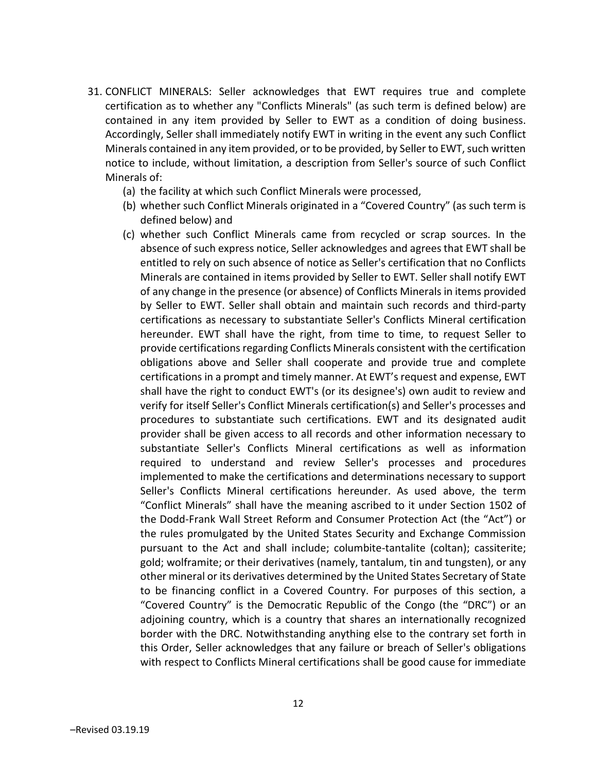31. CONFLICT MINERALS: Seller acknowledges that EWT requires true and complete certification as to whether any "Conflicts Minerals" (as such term is defined below) are contained in any item provided by Seller to EWT as a condition of doing business. Accordingly, Seller shall immediately notify EWT in writing in the event any such Conflict Minerals contained in any item provided, or to be provided, by Seller to EWT, such written notice to include, without limitation, a description from Seller's source of such Conflict Minerals of:
    (a) the facility at which such Conflict Minerals were processed,
    (b) whether such Conflict Minerals originated in a "Covered Country" (as such term is defined below) and
    (c) whether such Conflict Minerals came from recycled or scrap sources. In the absence of such express notice, Seller acknowledges and agrees that EWT shall be entitled to rely on such absence of notice as Seller's certification that no Conflicts Minerals are contained in items provided by Seller to EWT. Seller shall notify EWT of any change in the presence (or absence) of Conflicts Minerals in items provided by Seller to EWT. Seller shall obtain and maintain such records and third-party certifications as necessary to substantiate Seller's Conflicts Mineral certification hereunder. EWT shall have the right, from time to time, to request Seller to provide certifications regarding Conflicts Minerals consistent with the certification obligations above and Seller shall cooperate and provide true and complete certifications in a prompt and timely manner. At EWT's request and expense, EWT shall have the right to conduct EWT's (or its designee's) own audit to review and verify for itself Seller's Conflict Minerals certification(s) and Seller's processes and procedures to substantiate such certifications. EWT and its designated audit provider shall be given access to all records and other information necessary to substantiate Seller's Conflicts Mineral certifications as well as information required to understand and review Seller's processes and procedures implemented to make the certifications and determinations necessary to support Seller's Conflicts Mineral certifications hereunder. As used above, the term "Conflict Minerals" shall have the meaning ascribed to it under Section 1502 of the Dodd-Frank Wall Street Reform and Consumer Protection Act (the "Act") or the rules promulgated by the United States Security and Exchange Commission pursuant to the Act and shall include; columbite-tantalite (coltan); cassiterite; gold; wolframite; or their derivatives (namely, tantalum, tin and tungsten), or any other mineral or its derivatives determined by the United States Secretary of State to be financing conflict in a Covered Country. For purposes of this section, a "Covered Country" is the Democratic Republic of the Congo (the "DRC") or an adjoining country, which is a country that shares an internationally recognized border with the DRC. Notwithstanding anything else to the contrary set forth in this Order, Seller acknowledges that any failure or breach of Seller's obligations with respect to Conflicts Mineral certifications shall be good cause for immediate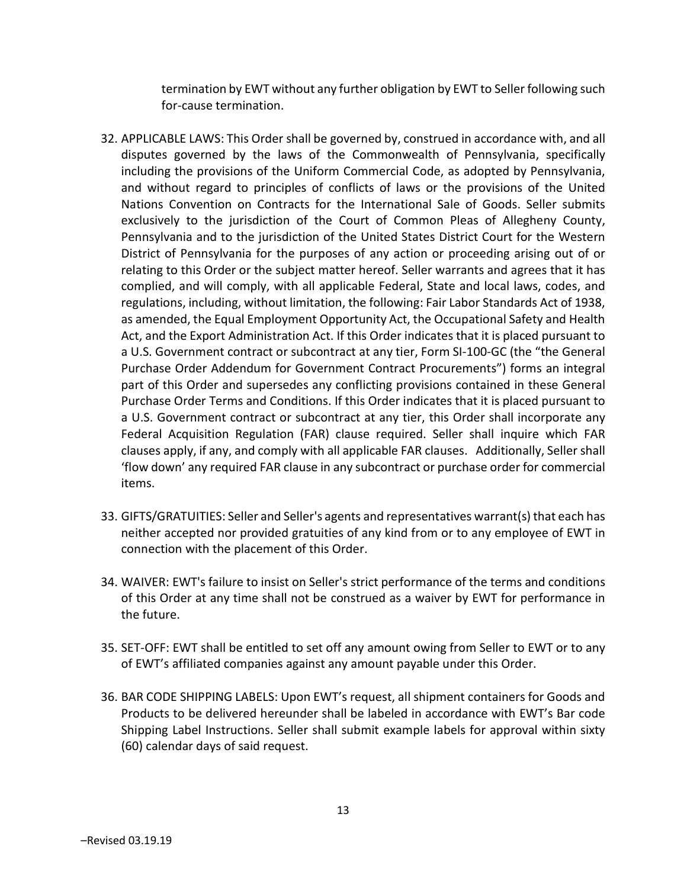termination by EWT without any further obligation by EWT to Seller following such for-cause termination.

32. APPLICABLE LAWS: This Order shall be governed by, construed in accordance with, and all disputes governed by the laws of the Commonwealth of Pennsylvania, specifically including the provisions of the Uniform Commercial Code, as adopted by Pennsylvania, and without regard to principles of conflicts of laws or the provisions of the United Nations Convention on Contracts for the International Sale of Goods. Seller submits exclusively to the jurisdiction of the Court of Common Pleas of Allegheny County, Pennsylvania and to the jurisdiction of the United States District Court for the Western District of Pennsylvania for the purposes of any action or proceeding arising out of or relating to this Order or the subject matter hereof. Seller warrants and agrees that it has complied, and will comply, with all applicable Federal, State and local laws, codes, and regulations, including, without limitation, the following: Fair Labor Standards Act of 1938, as amended, the Equal Employment Opportunity Act, the Occupational Safety and Health Act, and the Export Administration Act. If this Order indicates that it is placed pursuant to a U.S. Government contract or subcontract at any tier, Form SI-100-GC (the "the General Purchase Order Addendum for Government Contract Procurements") forms an integral part of this Order and supersedes any conflicting provisions contained in these General Purchase Order Terms and Conditions. If this Order indicates that it is placed pursuant to a U.S. Government contract or subcontract at any tier, this Order shall incorporate any Federal Acquisition Regulation (FAR) clause required. Seller shall inquire which FAR clauses apply, if any, and comply with all applicable FAR clauses. Additionally, Seller shall 'flow down' any required FAR clause in any subcontract or purchase order for commercial items.

33. GIFTS/GRATUITIES: Seller and Seller's agents and representatives warrant(s) that each has neither accepted nor provided gratuities of any kind from or to any employee of EWT in connection with the placement of this Order.

34. WAIVER: EWT's failure to insist on Seller's strict performance of the terms and conditions of this Order at any time shall not be construed as a waiver by EWT for performance in the future.

35. SET-OFF: EWT shall be entitled to set off any amount owing from Seller to EWT or to any of EWT's affiliated companies against any amount payable under this Order.

36. BAR CODE SHIPPING LABELS: Upon EWT's request, all shipment containers for Goods and Products to be delivered hereunder shall be labeled in accordance with EWT's Bar code Shipping Label Instructions. Seller shall submit example labels for approval within sixty (60) calendar days of said request.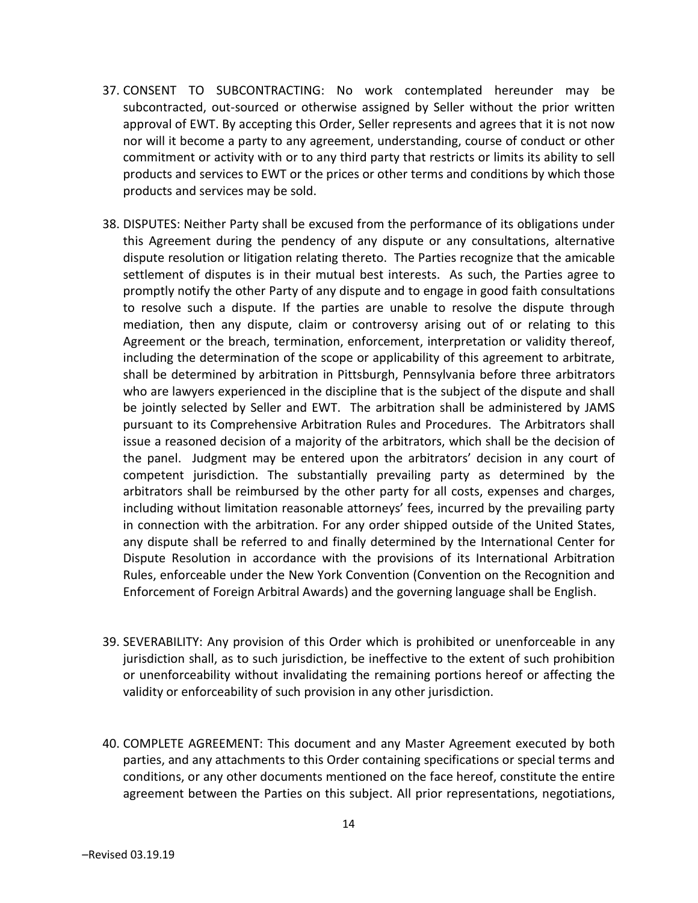37. CONSENT TO SUBCONTRACTING: No work contemplated hereunder may be subcontracted, out-sourced or otherwise assigned by Seller without the prior written approval of EWT. By accepting this Order, Seller represents and agrees that it is not now nor will it become a party to any agreement, understanding, course of conduct or other commitment or activity with or to any third party that restricts or limits its ability to sell products and services to EWT or the prices or other terms and conditions by which those products and services may be sold.

38. DISPUTES: Neither Party shall be excused from the performance of its obligations under this Agreement during the pendency of any dispute or any consultations, alternative dispute resolution or litigation relating thereto. The Parties recognize that the amicable settlement of disputes is in their mutual best interests. As such, the Parties agree to promptly notify the other Party of any dispute and to engage in good faith consultations to resolve such a dispute. If the parties are unable to resolve the dispute through mediation, then any dispute, claim or controversy arising out of or relating to this Agreement or the breach, termination, enforcement, interpretation or validity thereof, including the determination of the scope or applicability of this agreement to arbitrate, shall be determined by arbitration in Pittsburgh, Pennsylvania before three arbitrators who are lawyers experienced in the discipline that is the subject of the dispute and shall be jointly selected by Seller and EWT. The arbitration shall be administered by JAMS pursuant to its Comprehensive Arbitration Rules and Procedures. The Arbitrators shall issue a reasoned decision of a majority of the arbitrators, which shall be the decision of the panel. Judgment may be entered upon the arbitrators' decision in any court of competent jurisdiction. The substantially prevailing party as determined by the arbitrators shall be reimbursed by the other party for all costs, expenses and charges, including without limitation reasonable attorneys' fees, incurred by the prevailing party in connection with the arbitration. For any order shipped outside of the United States, any dispute shall be referred to and finally determined by the International Center for Dispute Resolution in accordance with the provisions of its International Arbitration Rules, enforceable under the New York Convention (Convention on the Recognition and Enforcement of Foreign Arbitral Awards) and the governing language shall be English.

39. SEVERABILITY: Any provision of this Order which is prohibited or unenforceable in any jurisdiction shall, as to such jurisdiction, be ineffective to the extent of such prohibition or unenforceability without invalidating the remaining portions hereof or affecting the validity or enforceability of such provision in any other jurisdiction.

40. COMPLETE AGREEMENT: This document and any Master Agreement executed by both parties, and any attachments to this Order containing specifications or special terms and conditions, or any other documents mentioned on the face hereof, constitute the entire agreement between the Parties on this subject. All prior representations, negotiations,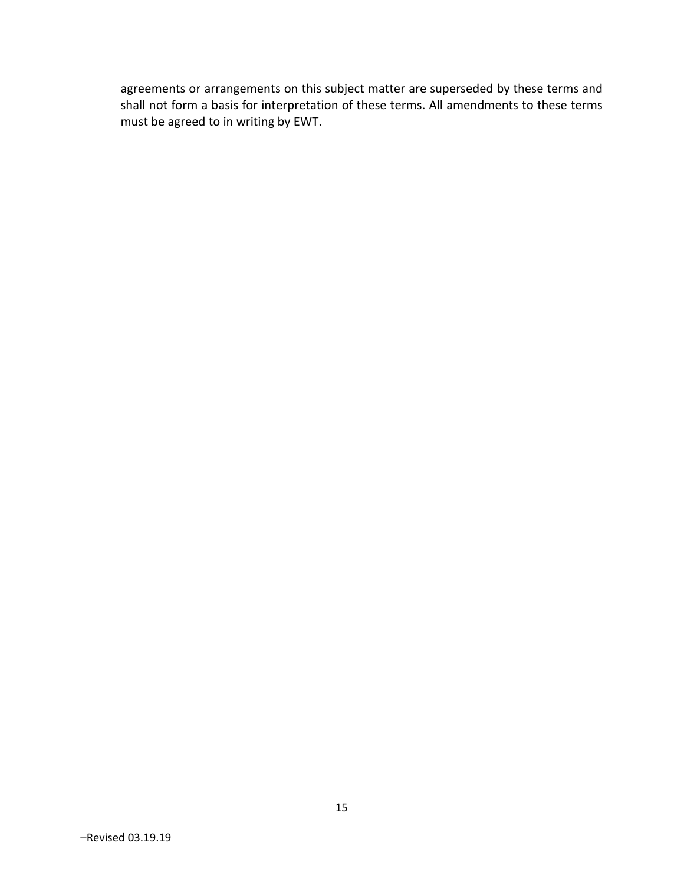agreements or arrangements on this subject matter are superseded by these terms and shall not form a basis for interpretation of these terms. All amendments to these terms must be agreed to in writing by EWT.